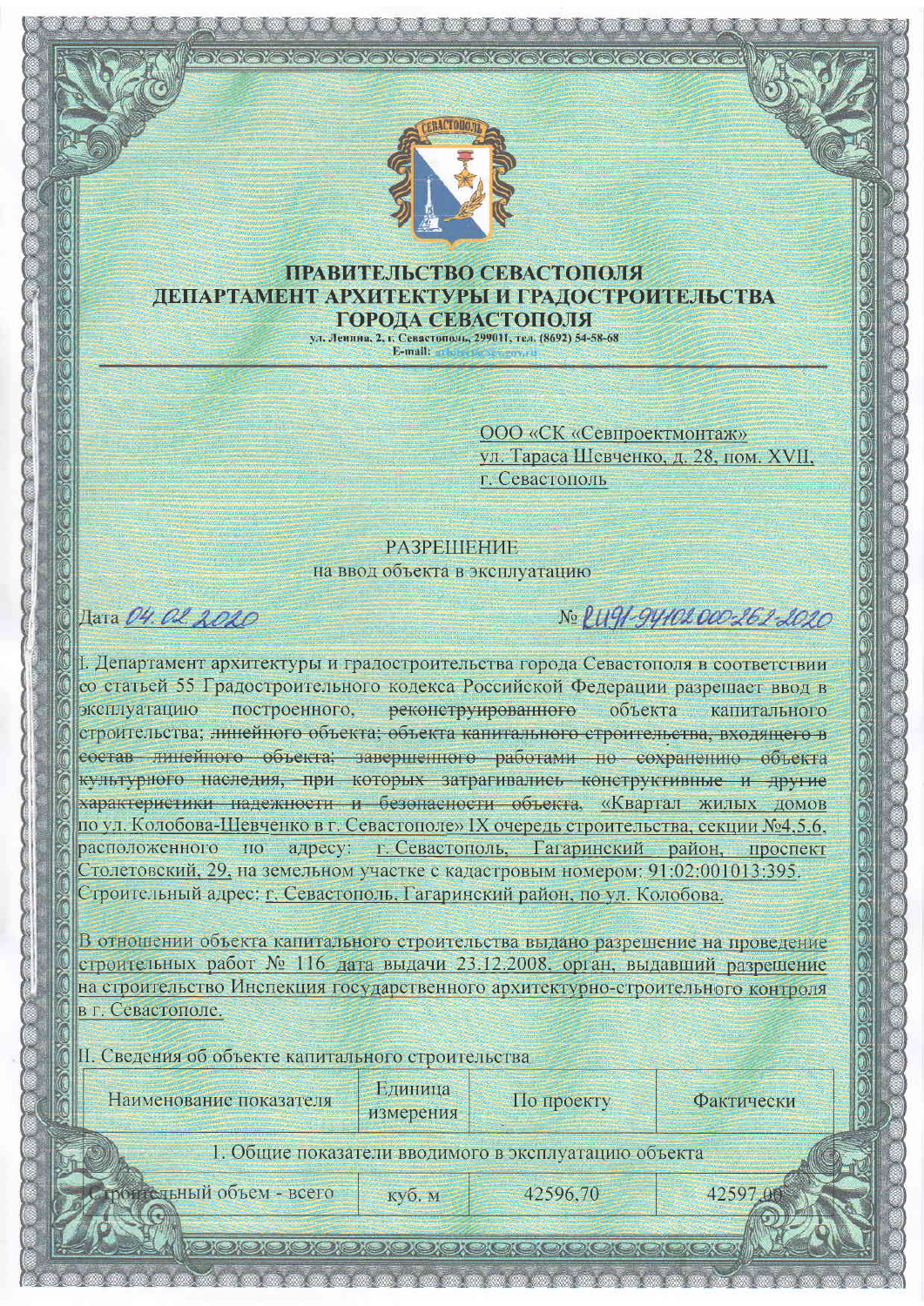# ПРАВИТЕЛЬСТВО СЕВАСТОПОЛЯ
# ДЕПАРТАМЕНТ АРХИТЕКТУРЫ И ГРАДОСТРОИТЕЛЬСТВА ГОРОДА СЕВАСТОПОЛЯ

ул. Ленина, 2, г. Севастополь, 299011, тел. (8692) 54-58-68
E-mail:

ООО «СК «Севпроектмонтаж»
ул. Тараса Шевченко, д. 28, пом. XVII,
г. Севастополь

## РАЗРЕШЕНИЕ
на ввод объекта в эксплуатацию

Дата *04.02.2020* № *RU91-94102000-262-2020*

I. Департамент архитектуры и градостроительства города Севастополя в соответствии со статьей 55 Градостроительного кодекса Российской Федерации разрешает ввод в эксплуатацию построенного, ~~реконструированного~~ объекта капитального строительства; ~~линейного объекта; объекта капитального строительства, входящего в состав линейного объекта; завершенного работами по сохранению объекта культурного наследия, при которых затрагивались конструктивные и другие характеристики надежности и безопасности объекта,~~ «Квартал жилых домов по ул. Колобова-Шевченко в г. Севастополе» IX очередь строительства, секции №4,5,6, расположенного по адресу: г. Севастополь, Гагаринский район, проспект Столетовский, 29, на земельном участке с кадастровым номером: 91:02:001013:395. Строительный адрес: г. Севастополь, Гагаринский район, по ул. Колобова.

В отношении объекта капитального строительства выдано разрешение на проведение строительных работ № 116 дата выдачи 23.12.2008, орган, выдавший разрешение на строительство Инспекция государственного архитектурно-строительного контроля в г. Севастополе.

II. Сведения об объекте капитального строительства

| Наименование показателя | Единица измерения | По проекту | Фактически |
|---|---|---|---|
| 1. Общие показатели вводимого в эксплуатацию объекта | | | |
| Строительный объем - всего | куб. м | 42596,70 | 42597,00 |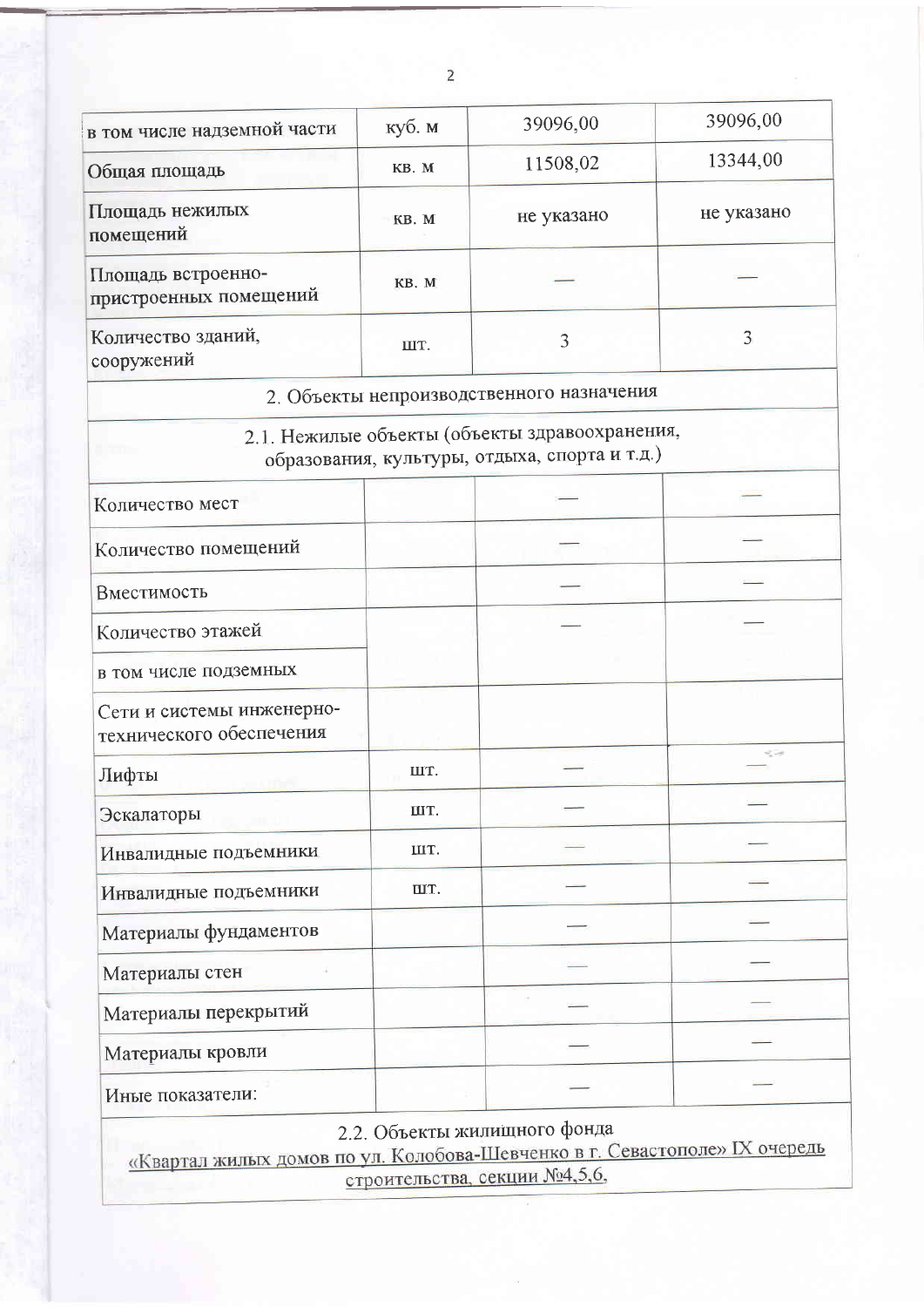| | | | |
|---|---|---|---|
| в том числе надземной части | куб. м | 39096,00 | 39096,00 |
| Общая площадь | кв. м | 11508,02 | 13344,00 |
| Площадь нежилых помещений | кв. м | не указано | не указано |
| Площадь встроенно-пристроенных помещений | кв. м | — | — |
| Количество зданий, сооружений | шт. | 3 | 3 |
| 2. Объекты непроизводственного назначения | | | |
| 2.1. Нежилые объекты (объекты здравоохранения, образования, культуры, отдыха, спорта и т.д.) | | | |
| Количество мест | | — | — |
| Количество помещений | | — | — |
| Вместимость | | — | — |
| Количество этажей | | — | — |
| в том числе подземных | | | |
| Сети и системы инженерно-технического обеспечения | | | |
| Лифты | шт. | — | — |
| Эскалаторы | шт. | — | — |
| Инвалидные подъемники | шт. | — | — |
| Инвалидные подъемники | шт. | — | — |
| Материалы фундаментов | | — | — |
| Материалы стен | | — | — |
| Материалы перекрытий | | — | — |
| Материалы кровли | | — | — |
| Иные показатели: | | — | — |
| 2.2. Объекты жилищного фонда «Квартал жилых домов по ул. Колобова-Шевченко в г. Севастополе» IX очередь строительства, секции №4,5,6, | | | |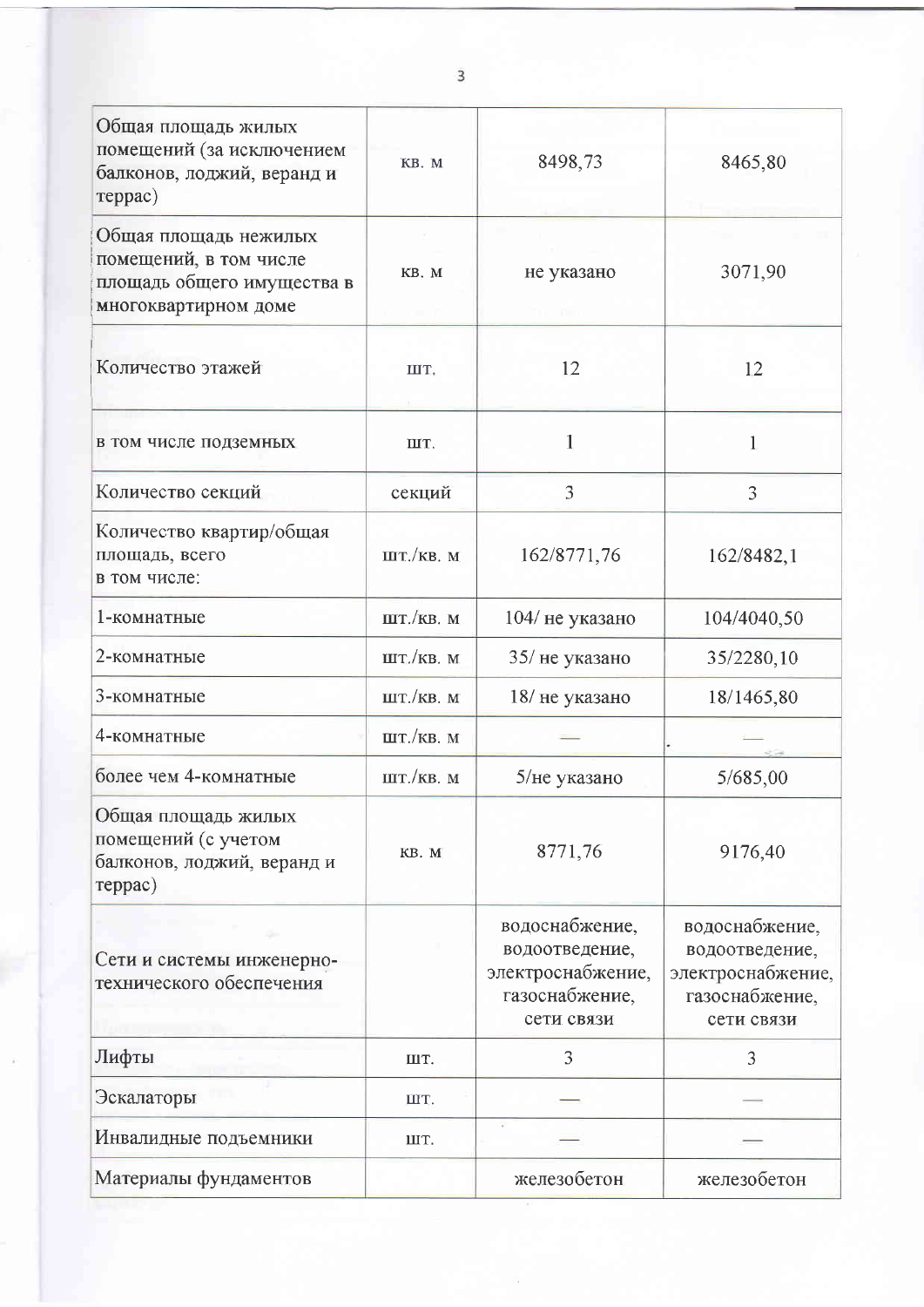| | | | |
|---|---|---|---|
| Общая площадь жилых помещений (за исключением балконов, лоджий, веранд и террас) | кв. м | 8498,73 | 8465,80 |
| Общая площадь нежилых помещений, в том числе площадь общего имущества в многоквартирном доме | кв. м | не указано | 3071,90 |
| Количество этажей | шт. | 12 | 12 |
| в том числе подземных | шт. | 1 | 1 |
| Количество секций | секций | 3 | 3 |
| Количество квартир/общая площадь, всего в том числе: | шт./кв. м | 162/8771,76 | 162/8482,1 |
| 1-комнатные | шт./кв. м | 104/ не указано | 104/4040,50 |
| 2-комнатные | шт./кв. м | 35/ не указано | 35/2280,10 |
| 3-комнатные | шт./кв. м | 18/ не указано | 18/1465,80 |
| 4-комнатные | шт./кв. м | — | — |
| более чем 4-комнатные | шт./кв. м | 5/не указано | 5/685,00 |
| Общая площадь жилых помещений (с учетом балконов, лоджий, веранд и террас) | кв. м | 8771,76 | 9176,40 |
| Сети и системы инженерно-технического обеспечения | | водоснабжение, водоотведение, электроснабжение, газоснабжение, сети связи | водоснабжение, водоотведение, электроснабжение, газоснабжение, сети связи |
| Лифты | шт. | 3 | 3 |
| Эскалаторы | шт. | — | — |
| Инвалидные подъемники | шт. | — | — |
| Материалы фундаментов | | железобетон | железобетон |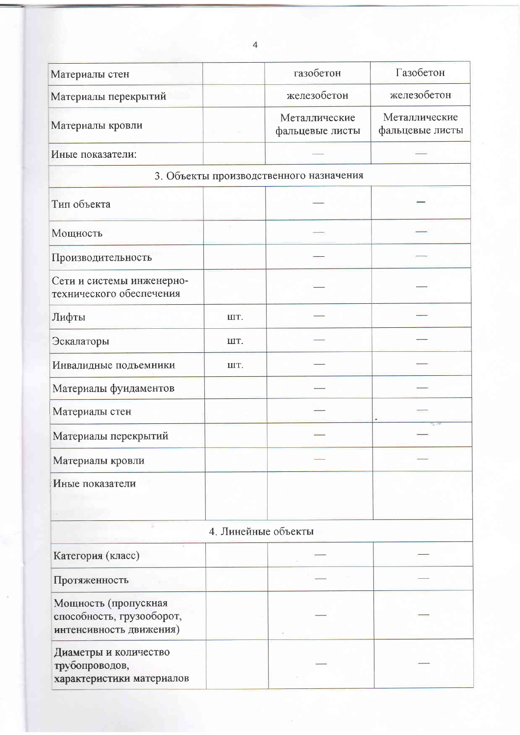| | | | |
|---|---|---|---|
| Материалы стен | | газобетон | Газобетон |
| Материалы перекрытий | | железобетон | железобетон |
| Материалы кровли | | Металлические фальцевые листы | Металлические фальцевые листы |
| Иные показатели: | | — | — |
| 3. Объекты производственного назначения | | | |
| Тип объекта | | — | — |
| Мощность | | — | — |
| Производительность | | — | — |
| Сети и системы инженерно-технического обеспечения | | — | — |
| Лифты | шт. | — | — |
| Эскалаторы | шт. | — | — |
| Инвалидные подъемники | шт. | — | — |
| Материалы фундаментов | | — | — |
| Материалы стен | | — | — |
| Материалы перекрытий | | — | — |
| Материалы кровли | | — | — |
| Иные показатели | | | |
| 4. Линейные объекты | | | |
| Категория (класс) | | — | — |
| Протяженность | | — | — |
| Мощность (пропускная способность, грузооборот, интенсивность движения) | | — | — |
| Диаметры и количество трубопроводов, характеристики материалов | | — | — |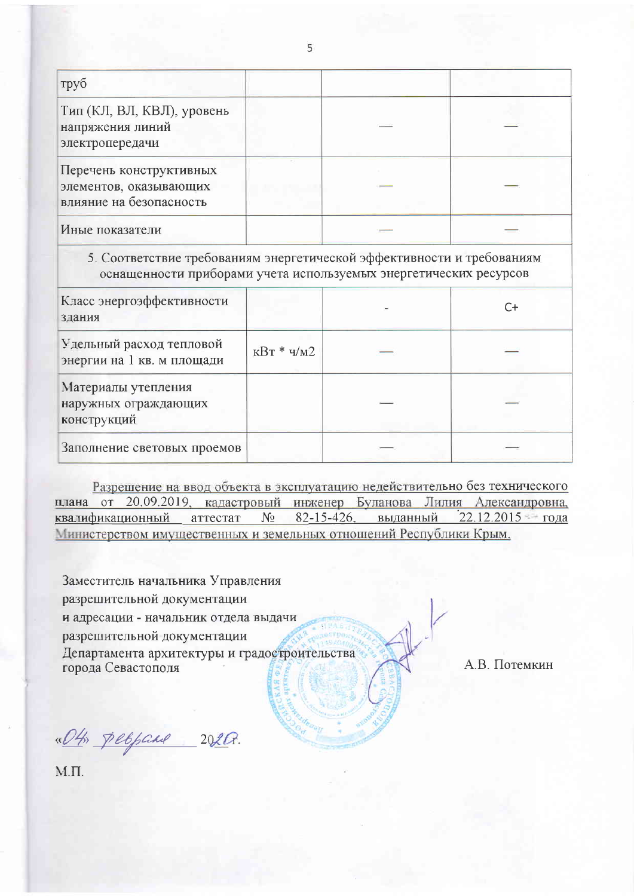| | | | |
|---|---|---|---|
| труб | | | |
| Тип (КЛ, ВЛ, КВЛ), уровень напряжения линий электропередачи | | — | — |
| Перечень конструктивных элементов, оказывающих влияние на безопасность | | — | — |
| Иные показатели | | — | — |
| 5. Соответствие требованиям энергетической эффективности и требованиям оснащенности приборами учета используемых энергетических ресурсов | | | |
| Класс энергоэффективности здания | | - | С+ |
| Удельный расход тепловой энергии на 1 кв. м площади | кВт * ч/м2 | — | — |
| Материалы утепления наружных ограждающих конструкций | | — | — |
| Заполнение световых проемов | | — | — |

Разрешение на ввод объекта в эксплуатацию недействительно без технического плана от 20.09.2019, кадастровый инженер Буланова Лилия Александровна, квалификационный аттестат № 82-15-426, выданный 22.12.2015 года Министерством имущественных и земельных отношений Республики Крым.

Заместитель начальника Управления разрешительной документации и адресации - начальник отдела выдачи разрешительной документации Департамента архитектуры и градостроительства города Севастополя

А.В. Потемкин

«04» февраля 2020г.

М.П.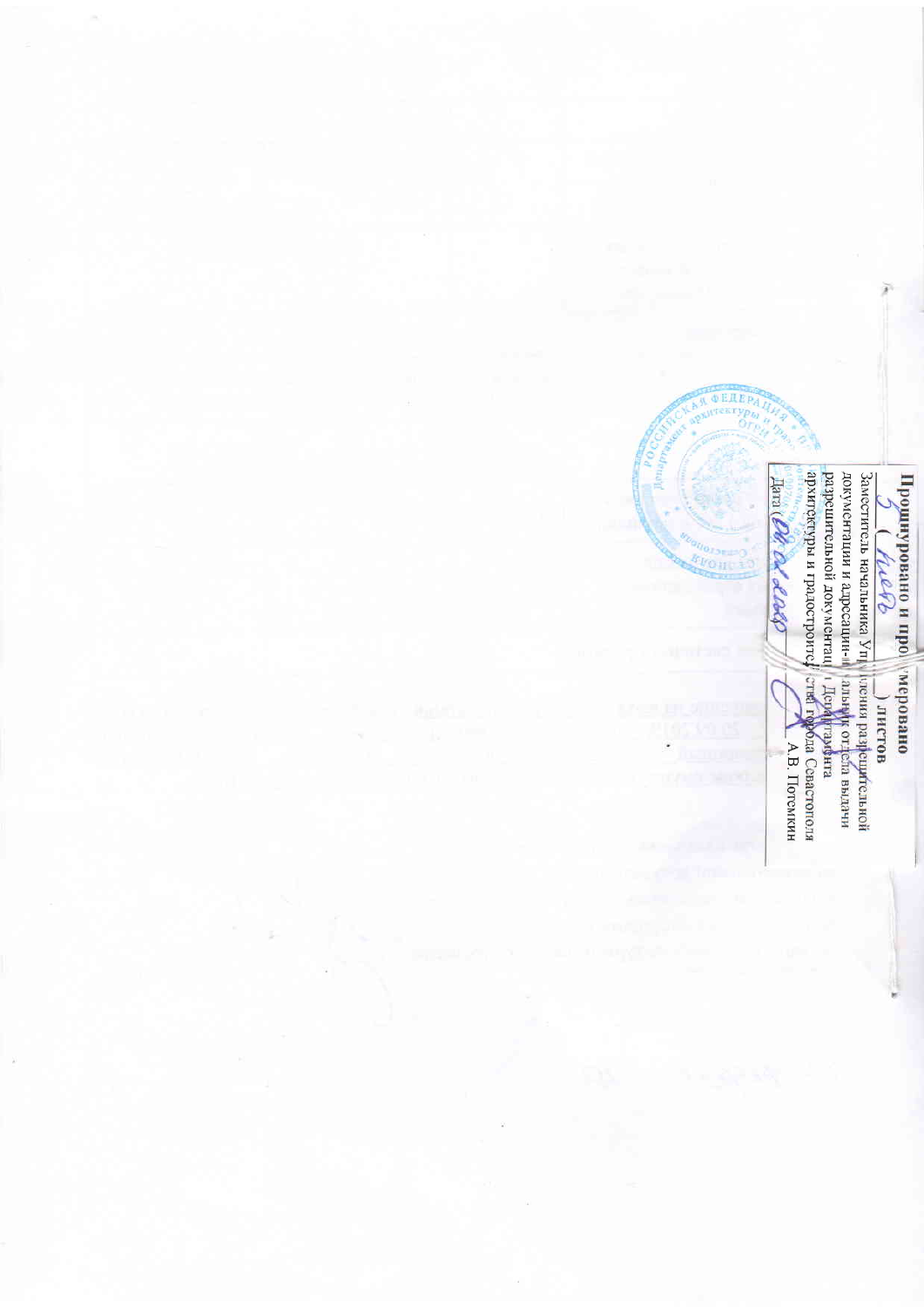**Прошнуровано и пронумеровано**

5 ( пять ) листов

Заместитель начальника Управления разрешительной документации и адресации-начальник отдела выдачи разрешительной документации Департамента архитектуры и градостроительства города Севастополя

А.В. Потемкин

Дата 04.04.2020